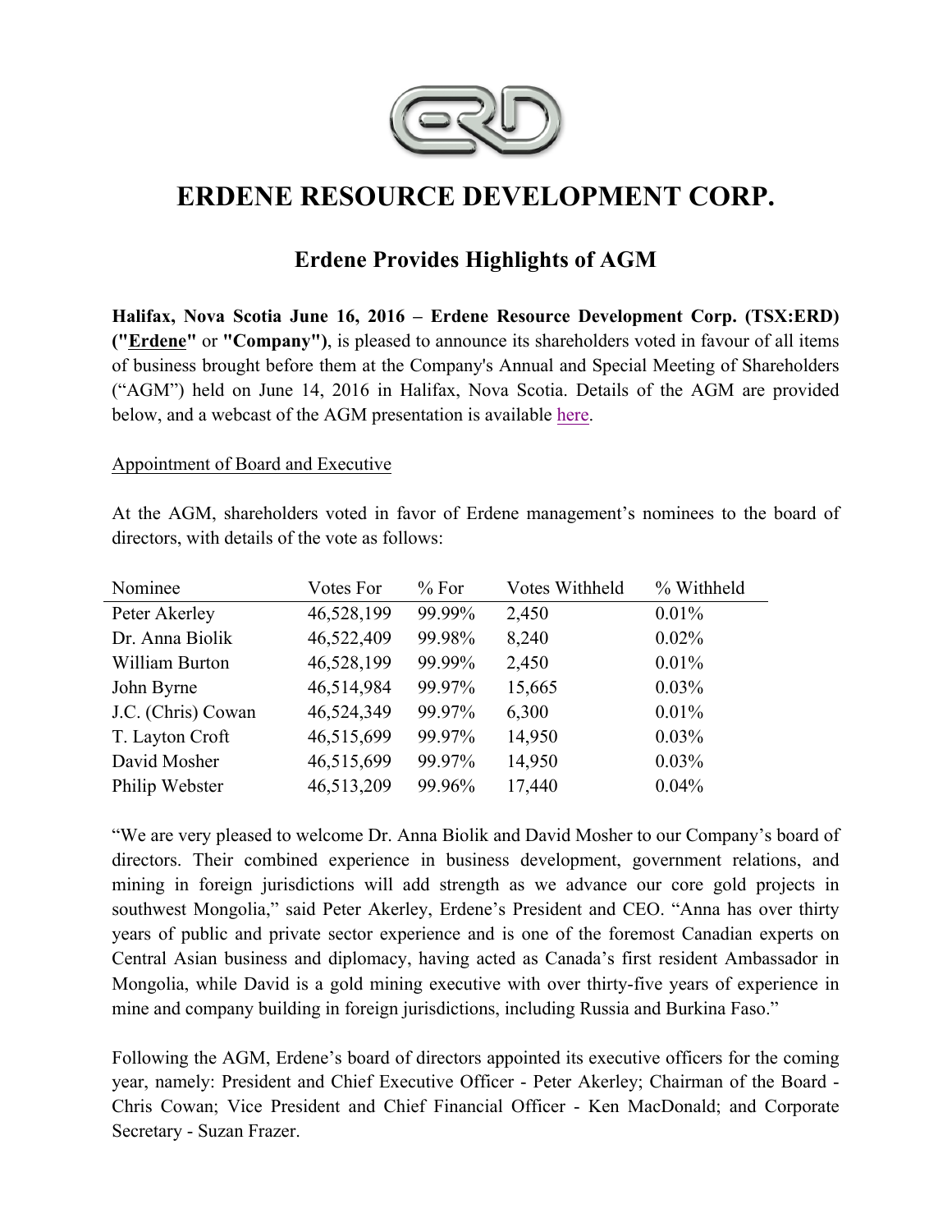# ERDENE RESOURCE DEVELOPMENT CORP.

## Erdene Provides Highlights of AGM

**Halifax, Nova Scotia June 16, 2016 – Erdene Resource Development Corp. (TSX:ERD) ("Erdene" or "Company")**, is pleased to announce its shareholders voted in favour of all items of business brought before them at the Company's Annual and Special Meeting of Shareholders ("AGM") held on June 14, 2016 in Halifax, Nova Scotia. Details of the AGM are provided below, and a webcast of the AGM presentation is available here.

Appointment of Board and Executive

At the AGM, shareholders voted in favor of Erdene management's nominees to the board of directors, with details of the vote as follows:

| Nominee | Votes For | % For | Votes Withheld | % Withheld |
|---|---|---|---|---|
| Peter Akerley | 46,528,199 | 99.99% | 2,450 | 0.01% |
| Dr. Anna Biolik | 46,522,409 | 99.98% | 8,240 | 0.02% |
| William Burton | 46,528,199 | 99.99% | 2,450 | 0.01% |
| John Byrne | 46,514,984 | 99.97% | 15,665 | 0.03% |
| J.C. (Chris) Cowan | 46,524,349 | 99.97% | 6,300 | 0.01% |
| T. Layton Croft | 46,515,699 | 99.97% | 14,950 | 0.03% |
| David Mosher | 46,515,699 | 99.97% | 14,950 | 0.03% |
| Philip Webster | 46,513,209 | 99.96% | 17,440 | 0.04% |

"We are very pleased to welcome Dr. Anna Biolik and David Mosher to our Company's board of directors. Their combined experience in business development, government relations, and mining in foreign jurisdictions will add strength as we advance our core gold projects in southwest Mongolia," said Peter Akerley, Erdene's President and CEO. "Anna has over thirty years of public and private sector experience and is one of the foremost Canadian experts on Central Asian business and diplomacy, having acted as Canada's first resident Ambassador in Mongolia, while David is a gold mining executive with over thirty-five years of experience in mine and company building in foreign jurisdictions, including Russia and Burkina Faso."

Following the AGM, Erdene's board of directors appointed its executive officers for the coming year, namely: President and Chief Executive Officer - Peter Akerley; Chairman of the Board - Chris Cowan; Vice President and Chief Financial Officer - Ken MacDonald; and Corporate Secretary - Suzan Frazer.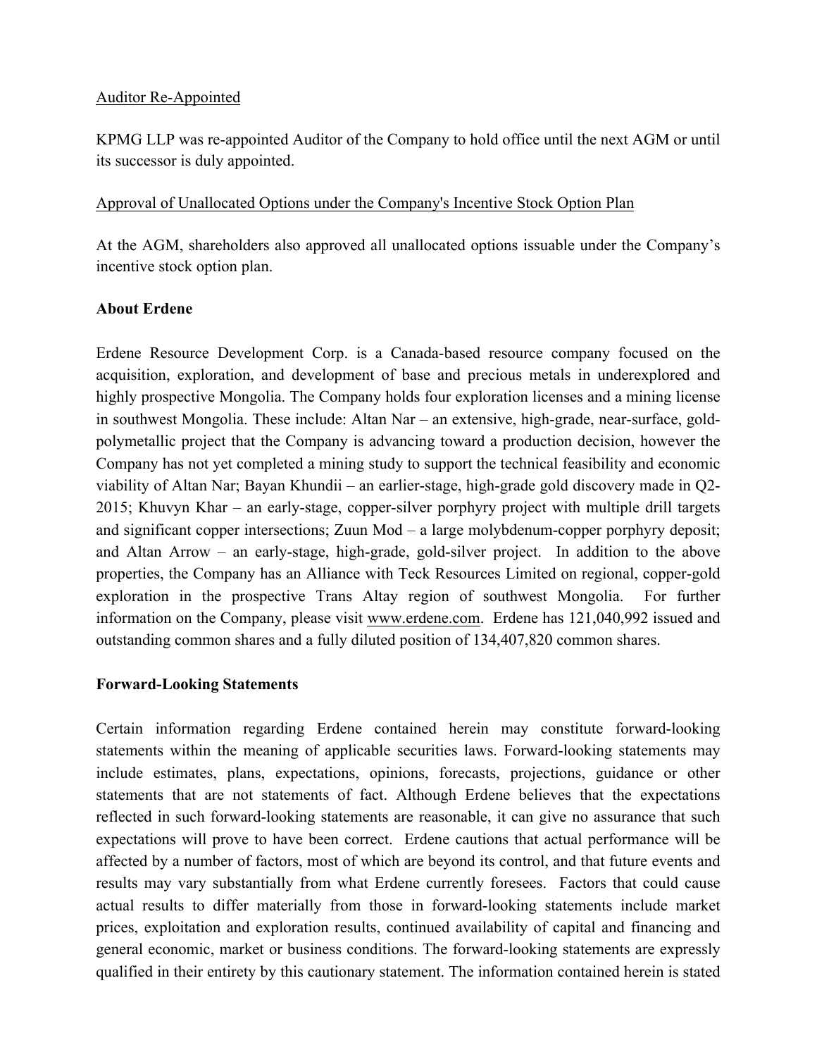Auditor Re-Appointed

KPMG LLP was re-appointed Auditor of the Company to hold office until the next AGM or until its successor is duly appointed.

Approval of Unallocated Options under the Company's Incentive Stock Option Plan

At the AGM, shareholders also approved all unallocated options issuable under the Company's incentive stock option plan.

**About Erdene**

Erdene Resource Development Corp. is a Canada-based resource company focused on the acquisition, exploration, and development of base and precious metals in underexplored and highly prospective Mongolia. The Company holds four exploration licenses and a mining license in southwest Mongolia. These include: Altan Nar – an extensive, high-grade, near-surface, gold-polymetallic project that the Company is advancing toward a production decision, however the Company has not yet completed a mining study to support the technical feasibility and economic viability of Altan Nar; Bayan Khundii – an earlier-stage, high-grade gold discovery made in Q2-2015; Khuvyn Khar – an early-stage, copper-silver porphyry project with multiple drill targets and significant copper intersections; Zuun Mod – a large molybdenum-copper porphyry deposit; and Altan Arrow – an early-stage, high-grade, gold-silver project. In addition to the above properties, the Company has an Alliance with Teck Resources Limited on regional, copper-gold exploration in the prospective Trans Altay region of southwest Mongolia. For further information on the Company, please visit www.erdene.com. Erdene has 121,040,992 issued and outstanding common shares and a fully diluted position of 134,407,820 common shares.

**Forward-Looking Statements**

Certain information regarding Erdene contained herein may constitute forward-looking statements within the meaning of applicable securities laws. Forward-looking statements may include estimates, plans, expectations, opinions, forecasts, projections, guidance or other statements that are not statements of fact. Although Erdene believes that the expectations reflected in such forward-looking statements are reasonable, it can give no assurance that such expectations will prove to have been correct. Erdene cautions that actual performance will be affected by a number of factors, most of which are beyond its control, and that future events and results may vary substantially from what Erdene currently foresees. Factors that could cause actual results to differ materially from those in forward-looking statements include market prices, exploitation and exploration results, continued availability of capital and financing and general economic, market or business conditions. The forward-looking statements are expressly qualified in their entirety by this cautionary statement. The information contained herein is stated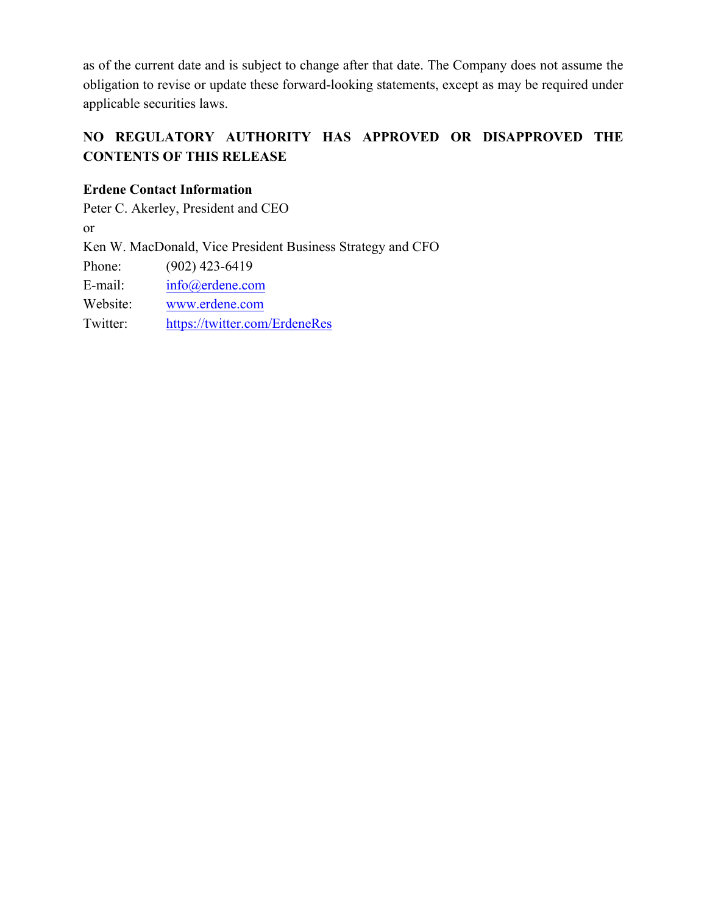as of the current date and is subject to change after that date. The Company does not assume the obligation to revise or update these forward-looking statements, except as may be required under applicable securities laws.

**NO REGULATORY AUTHORITY HAS APPROVED OR DISAPPROVED THE CONTENTS OF THIS RELEASE**

**Erdene Contact Information**
Peter C. Akerley, President and CEO
or
Ken W. MacDonald, Vice President Business Strategy and CFO

| | |
|---|---|
| Phone: | (902) 423-6419 |
| E-mail: | info@erdene.com |
| Website: | www.erdene.com |
| Twitter: | https://twitter.com/ErdeneRes |